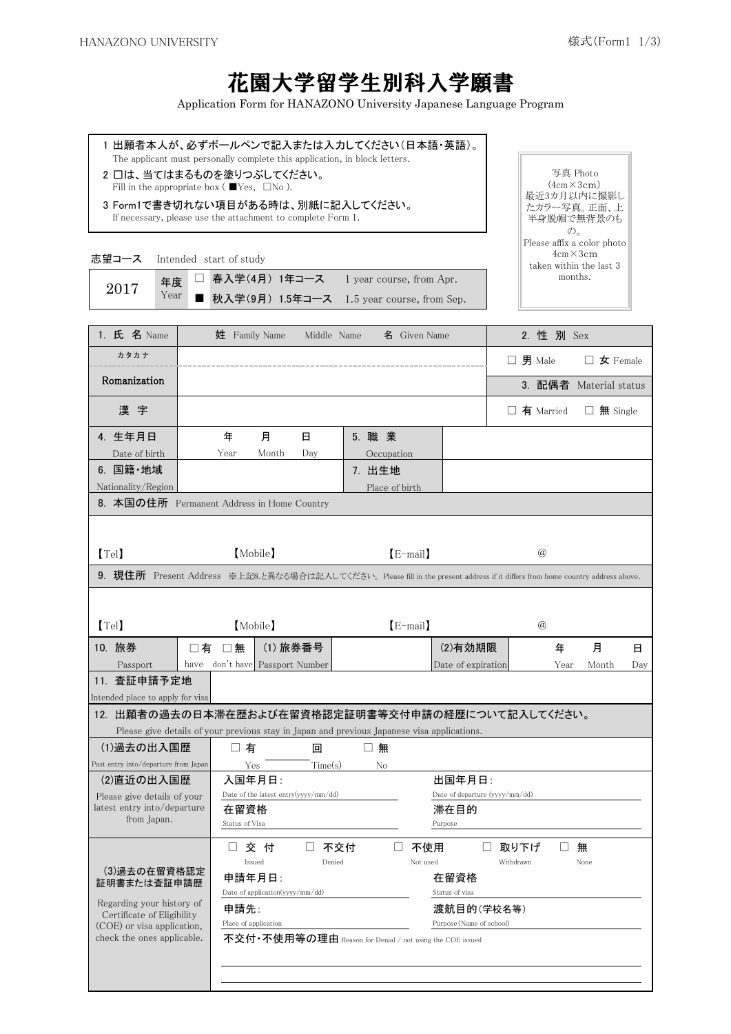# 花園大学留学生別科入学願書

Application Form for HANAZONO University Japanese Language Program

1 出願者本人が、必ずボールペンで記入または入力してください（日本語・英語）。
The applicant must personally complete this application, in block letters.

2 □は、当てはまるものを塗りつぶしてください。
Fill in the appropriate box ( ■Yes, □No ).

3 Form1で書き切れない項目がある時は、別紙に記入してください。
If necessary, please use the attachment to complete Form 1.

写真 Photo
(4cm×3cm)
最近3カ月以内に撮影したカラー写真。正面、上半身脱帽で無背景のもの。
Please affix a color photo 4cm×3cm taken within the last 3 months.

**志望コース** Intended start of study

| 2017 | 年度 Year | □ 春入学(4月) 1年コース | 1 year course, from Apr. |
|---|---|---|---|
| | | ■ 秋入学(9月) 1.5年コース | 1.5 year course, from Sep. |

| 1. 氏 名 Name | 姓 Family Name | Middle Name | 名 Given Name | 2. 性 別 Sex |
|---|---|---|---|---|
| カタカナ | | | | □ 男 Male　□ 女 Female |
| Romanization | | | | 3. 配偶者 Material status |
| 漢 字 | | | | □ 有 Married　□ 無 Single |

| 4. 生年月日 Date of birth | 年 Year　月 Month　日 Day | 5. 職 業 Occupation | |
|---|---|---|---|
| 6. 国籍・地域 Nationality/Region | | 7. 出生地 Place of birth | |

**8. 本国の住所** Permanent Address in Home Country

【Tel】　【Mobile】　【E-mail】　@

**9. 現住所** Present Address ※上記8.と異なる場合は記入してください。Please fill in the present address if it differs from home country address above.

【Tel】　【Mobile】　【E-mail】　@

| 10. 旅券 Passport | □有 have　□無 don't have | (1) 旅券番号 Passport Number | | (2)有効期限 Date of expiration | 年 Year　月 Month　日 Day |
|---|---|---|---|---|---|
| 11. 査証申請予定地 Intended place to apply for visa | | | | | |

**12. 出願者の過去の日本滞在歴および在留資格認定証明書等交付申請の経歴について記入してください。**
Please give details of your previous stay in Japan and previous Japanese visa applications.

| (1)過去の出入国歴 Past entry into/departure from Japan | □ 有 Yes ＿＿＿ 回 Time(s)　□ 無 No | |
|---|---|---|
| (2)直近の出入国歴 Please give details of your latest entry into/departure from Japan. | 入国年月日: Date of the latest entry(yyyy/mm/dd) | 出国年月日: Date of departure (yyyy/mm/dd) |
| | 在留資格 Status of Visa | 滞在目的 Purpose |
| (3)過去の在留資格認定証明書または査証申請歴 Regarding your history of Certificate of Eligibility (COE) or visa application, check the ones applicable. | □ 交 付 Issued　□ 不交付 Denied　□ 不使用 Not used　□ 取り下げ Withdrawn　□ 無 None | |
| | 申請年月日: Date of application(yyyy/mm/dd) | 在留資格 Status of visa |
| | 申請先: Place of application | 渡航目的(学校名等) Purpose (Name of school) |
| | 不交付・不使用等の理由 Reason for Denial / not using the COE issued | |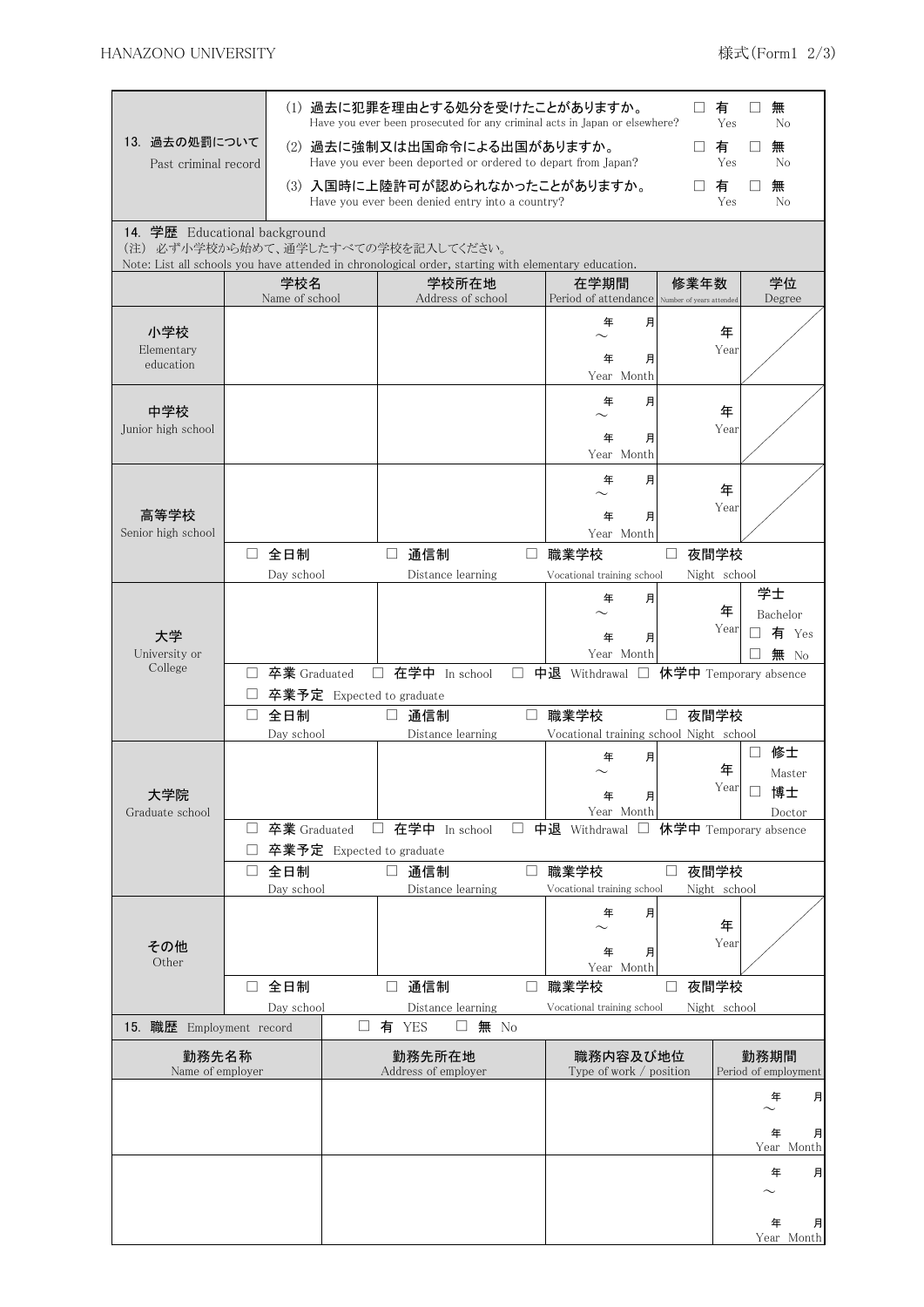| 13. 過去の処罰について Past criminal record | | |
|---|---|---|
| | (1) 過去に犯罪を理由とする処分を受けたことがありますか。 Have you ever been prosecuted for any criminal acts in Japan or elsewhere? | □ 有 Yes　□ 無 No |
| | (2) 過去に強制又は出国命令による出国がありますか。 Have you ever been deported or ordered to depart from Japan? | □ 有 Yes　□ 無 No |
| | (3) 入国時に上陸許可が認められなかったことがありますか。 Have you ever been denied entry into a country? | □ 有 Yes　□ 無 No |

**14. 学歴** Educational background
(注) 必ず小学校から始めて、通学したすべての学校を記入してください。
Note: List all schools you have attended in chronological order, starting with elementary education.

| | 学校名 Name of school | 学校所在地 Address of school | 在学期間 Period of attendance | 修業年数 Number of years attended | 学位 Degree |
|---|---|---|---|---|---|
| 小学校 Elementary education | | | 年　月 ～ 年　月 Year Month | 年 Year | |
| 中学校 Junior high school | | | 年　月 ～ 年　月 Year Month | 年 Year | |
| 高等学校 Senior high school | | | 年　月 ～ 年　月 Year Month | 年 Year | |
| | □ 全日制 Day school | □ 通信制 Distance learning | □ 職業学校 Vocational training school | □ 夜間学校 Night school | |
| 大学 University or College | | | 年　月 ～ 年　月 Year Month | 年 Year | 学士 Bachelor □ 有 Yes □ 無 No |
| | □ 卒業 Graduated　□ 卒業予定 Expected to graduate | □ 在学中 In school | □ 中退 Withdrawal | □ 休学中 Temporary absence | |
| | □ 全日制 Day school | □ 通信制 Distance learning | □ 職業学校 Vocational training school | □ 夜間学校 Night school | |
| 大学院 Graduate school | | | 年　月 ～ 年　月 Year Month | 年 Year | □ 修士 Master □ 博士 Doctor |
| | □ 卒業 Graduated　□ 卒業予定 Expected to graduate | □ 在学中 In school | □ 中退 Withdrawal | □ 休学中 Temporary absence | |
| | □ 全日制 Day school | □ 通信制 Distance learning | □ 職業学校 Vocational training school | □ 夜間学校 Night school | |
| その他 Other | | | 年　月 ～ 年　月 Year Month | 年 Year | |
| | □ 全日制 Day school | □ 通信制 Distance learning | □ 職業学校 Vocational training school | □ 夜間学校 Night school | |

**15. 職歴** Employment record　□ 有 YES　□ 無 No

| 勤務先名称 Name of employer | 勤務先所在地 Address of employer | 職務内容及び地位 Type of work / position | 勤務期間 Period of employment |
|---|---|---|---|
| | | | 年　月 ～ 年　月 Year Month |
| | | | 年　月 ～ 年　月 Year Month |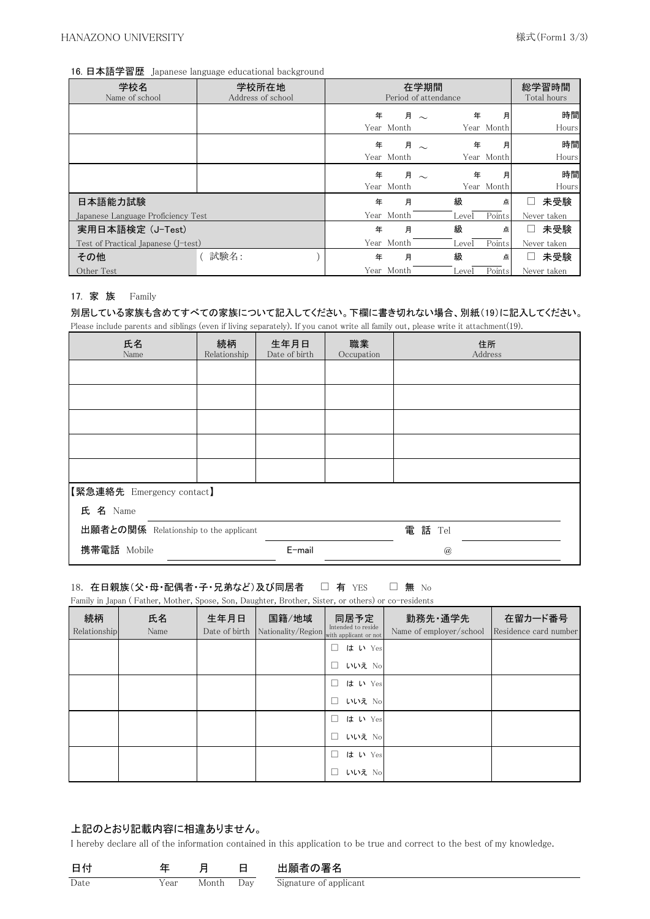16. 日本語学習歴 Japanese language educational background

| 学校名<br>Name of school | 学校所在地<br>Address of school | 在学期間<br>Period of attendance | 総学習時間<br>Total hours |
|---|---|---|---|
| | | 年 月 ～ 年 月<br>Year Month Year Month | 時間<br>Hours |
| | | 年 月 ～ 年 月<br>Year Month Year Month | 時間<br>Hours |
| | | 年 月 ～ 年 月<br>Year Month Year Month | 時間<br>Hours |
| 日本語能力試験<br>Japanese Language Proficiency Test | | 年 月 級 点<br>Year Month Level Points | □ 未受験<br>Never taken |
| 実用日本語検定 (J-Test)<br>Test of Practical Japanese (J-test) | | 年 月 級 点<br>Year Month Level Points | □ 未受験<br>Never taken |
| その他<br>Other Test | ( 試験名: ) | 年 月 級 点<br>Year Month Level Points | □ 未受験<br>Never taken |

17. 家 族 Family

別居している家族も含めてすべての家族について記入してください。下欄に書き切れない場合、別紙(19)に記入してください。
Please include parents and siblings (even if living separately). If you canot write all family out, please write it attachment(19).

| 氏名<br>Name | 続柄<br>Relationship | 生年月日<br>Date of birth | 職業<br>Occupation | 住所<br>Address |
|---|---|---|---|---|
| | | | | |
| | | | | |
| | | | | |
| | | | | |
| | | | | |

【緊急連絡先 Emergency contact】

氏 名 Name

出願者との関係 Relationship to the applicant　　　　電 話 Tel

携帯電話 Mobile　　　　E-mail　　　　@

18. 在日親族(父・母・配偶者・子・兄弟など)及び同居者 □ 有 YES □ 無 No
Family in Japan ( Father, Mother, Spose, Son, Daughter, Brother, Sister, or others) or co-residents

| 続柄<br>Relationship | 氏名<br>Name | 生年月日<br>Date of birth | 国籍/地域<br>Nationality/Region | 同居予定<br>Intended to reside with applicant or not | 勤務先・通学先<br>Name of employer/school | 在留カード番号<br>Residence card number |
|---|---|---|---|---|---|---|
| | | | | □ はい Yes<br>□ いいえ No | | |
| | | | | □ はい Yes<br>□ いいえ No | | |
| | | | | □ はい Yes<br>□ いいえ No | | |
| | | | | □ はい Yes<br>□ いいえ No | | |

上記のとおり記載内容に相違ありません。
I hereby declare all of the information contained in this application to be true and correct to the best of my knowledge.

日付 Date　　年 Year　月 Month　日 Day　　出願者の署名 Signature of applicant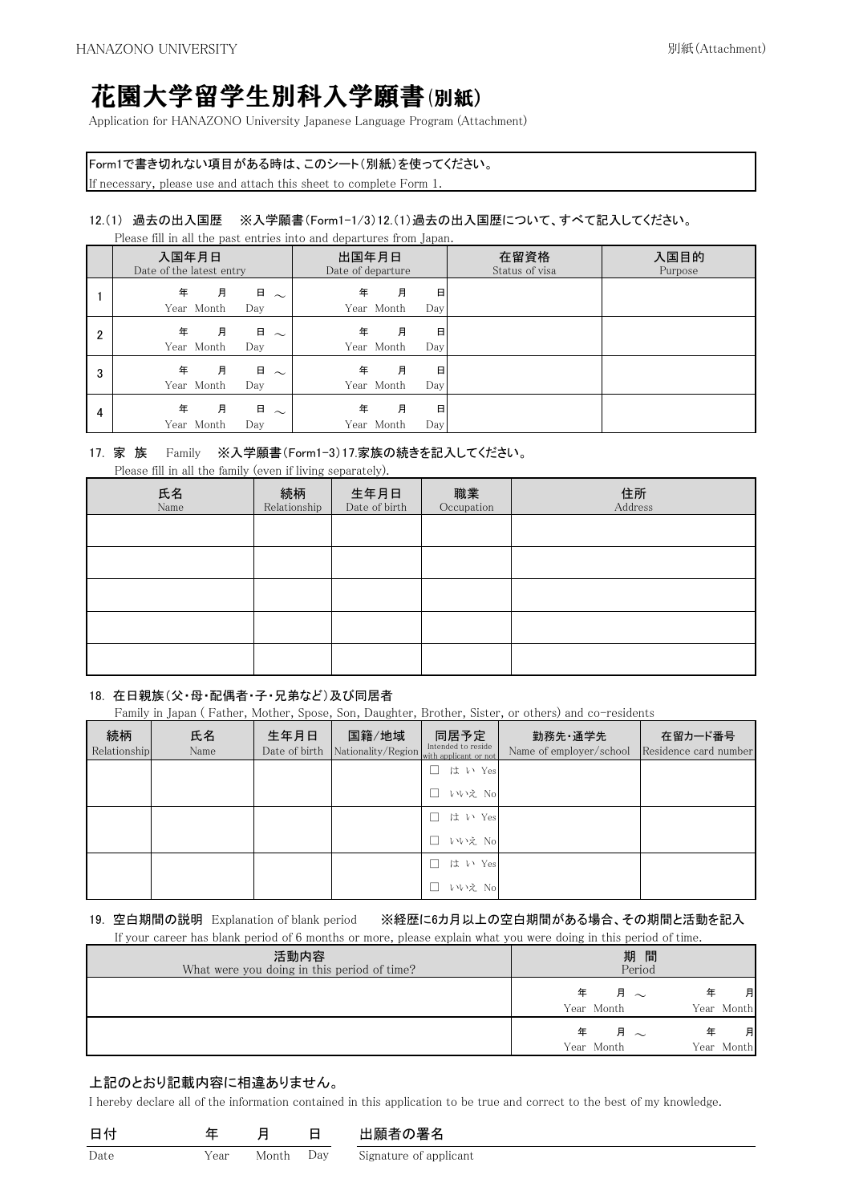# 花園大学留学生別科入学願書(別紙)

Application for HANAZONO University Japanese Language Program (Attachment)

Form1で書き切れない項目がある時は、このシート(別紙)を使ってください。
If necessary, please use and attach this sheet to complete Form 1.

12.(1) 過去の出入国歴　※入学願書(Form1-1/3)12.(1)過去の出入国歴について、すべて記入してください。
Please fill in all the past entries into and departures from Japan.

| | 入国年月日<br>Date of the latest entry | 出国年月日<br>Date of departure | 在留資格<br>Status of visa | 入国目的<br>Purpose |
|---|---|---|---|---|
| 1 | 年 月 日 ～<br>Year Month Day | 年 月 日<br>Year Month Day | | |
| 2 | 年 月 日 ～<br>Year Month Day | 年 月 日<br>Year Month Day | | |
| 3 | 年 月 日 ～<br>Year Month Day | 年 月 日<br>Year Month Day | | |
| 4 | 年 月 日 ～<br>Year Month Day | 年 月 日<br>Year Month Day | | |

17. 家 族　Family　※入学願書(Form1-3)17.家族の続きを記入してください。
Please fill in all the family (even if living separately).

| 氏名<br>Name | 続柄<br>Relationship | 生年月日<br>Date of birth | 職業<br>Occupation | 住所<br>Address |
|---|---|---|---|---|
| | | | | |
| | | | | |
| | | | | |
| | | | | |
| | | | | |

18. 在日親族(父・母・配偶者・子・兄弟など)及び同居者
Family in Japan ( Father, Mother, Spose, Son, Daughter, Brother, Sister, or others) and co-residents

| 続柄<br>Relationship | 氏名<br>Name | 生年月日<br>Date of birth | 国籍/地域<br>Nationality/Region | 同居予定<br>Intended to reside with applicant or not | 勤務先・通学先<br>Name of employer/school | 在留カード番号<br>Residence card number |
|---|---|---|---|---|---|---|
| | | | | □ はい Yes<br>□ いいえ No | | |
| | | | | □ はい Yes<br>□ いいえ No | | |
| | | | | □ はい Yes<br>□ いいえ No | | |

19. 空白期間の説明　Explanation of blank period　※経歴に6カ月以上の空白期間がある場合、その期間と活動を記入
If your career has blank period of 6 months or more, please explain what you were doing in this period of time.

| 活動内容<br>What were you doing in this period of time? | 期 間<br>Period |
|---|---|
| | 年 月 ～ 年 月<br>Year Month Year Month |
| | 年 月 ～ 年 月<br>Year Month Year Month |

上記のとおり記載内容に相違ありません。
I hereby declare all of the information contained in this application to be true and correct to the best of my knowledge.

日付 Date　　年 Year　月 Month　日 Day　　出願者の署名 Signature of applicant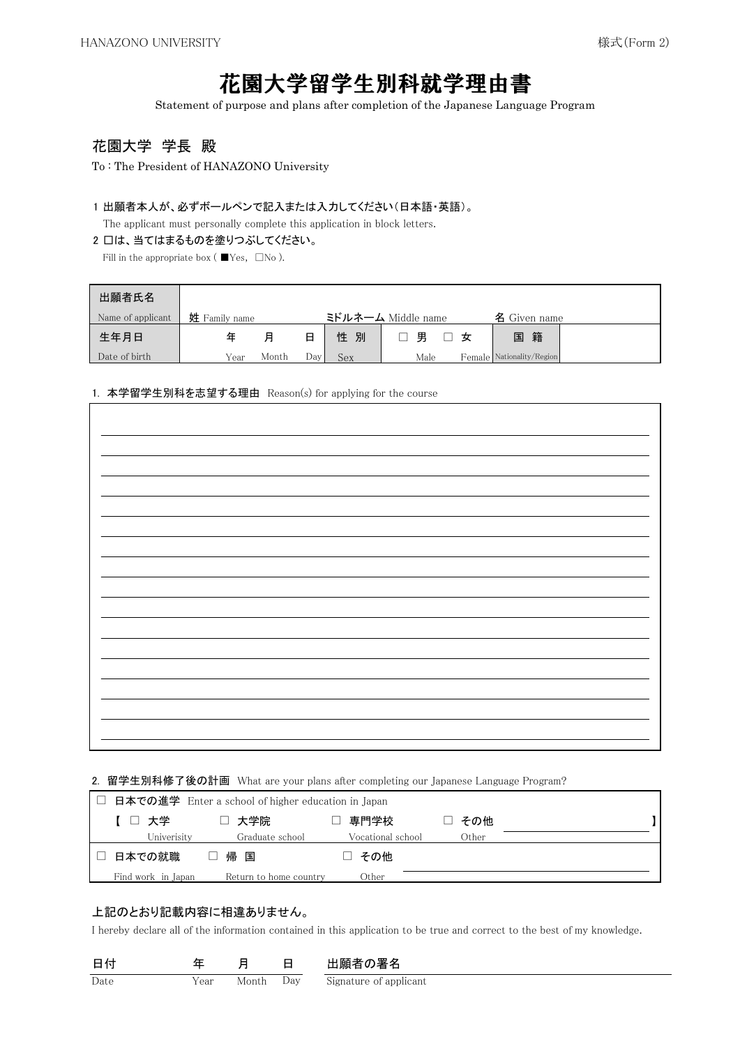様式(Form 2)

# 花園大学留学生別科就学理由書

Statement of purpose and plans after completion of the Japanese Language Program

## 花園大学 学長 殿

To : The President of HANAZONO University

1 出願者本人が、必ずボールペンで記入または入力してください(日本語・英語)。
The applicant must personally complete this application in block letters.

2 □は、当てはまるものを塗りつぶしてください。
Fill in the appropriate box ( ■Yes, □No ).

| 出願者氏名 Name of applicant | 姓 Family name | | ミドルネーム Middle name | | 名 Given name | |
|---|---|---|---|---|---|---|
| 生年月日 Date of birth | 年 Year 月 Month 日 Day | 性 別 Sex | □ 男 Male □ 女 Female | | 国 籍 Nationality/Region | |

1. 本学留学生別科を志望する理由 Reason(s) for applying for the course

2. 留学生別科修了後の計画 What are your plans after completing our Japanese Language Program?

| □ 日本での進学 Enter a school of higher education in Japan | | | | |
|---|---|---|---|---|
| 【 □ 大学 Univerisity | □ 大学院 Graduate school | □ 専門学校 Vocational school | □ その他 Other | 】 |
| □ 日本での就職 Find work in Japan | □ 帰 国 Return to home country | □ その他 Other | | |

上記のとおり記載内容に相違ありません。

I hereby declare all of the information contained in this application to be true and correct to the best of my knowledge.

日付 Date 　　年 Year 　月 Month 　日 Day 　　出願者の署名 Signature of applicant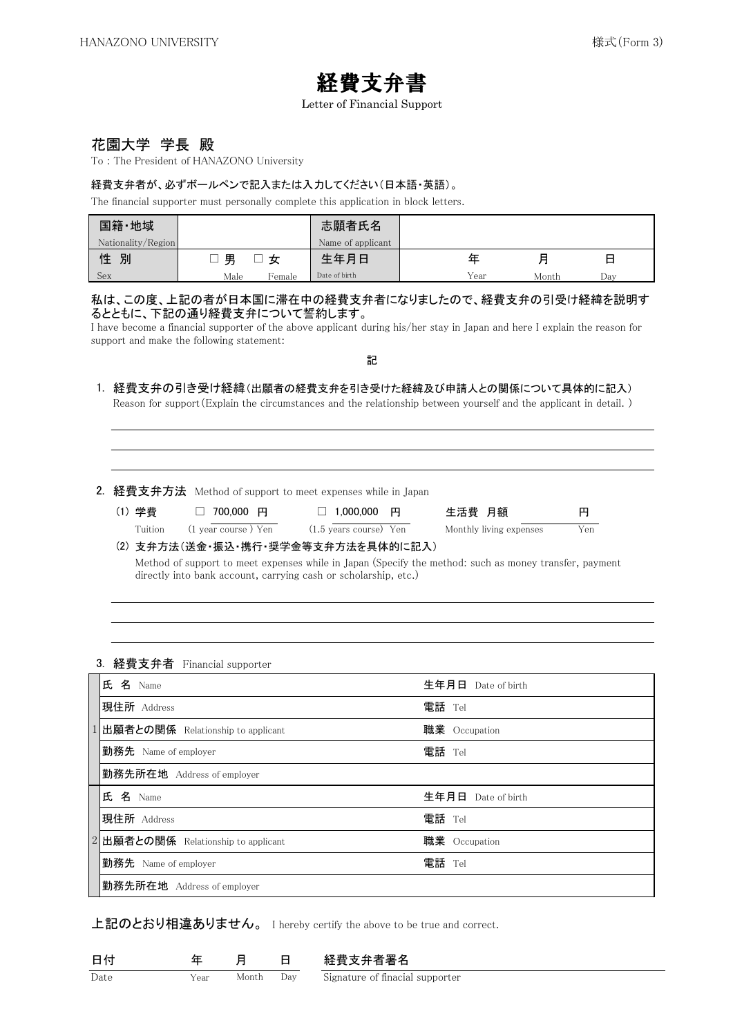様式(Form 3)

# 経費支弁書

Letter of Financial Support

## 花園大学 学長 殿

To : The President of HANAZONO University

経費支弁者が、必ずボールペンで記入または入力してください(日本語・英語)。

The financial supporter must personally complete this application in block letters.

| | | | |
|---|---|---|---|
| 国籍・地域 Nationality/Region | | 志願者氏名 Name of applicant | |
| 性 別 Sex | □ 男 Male □ 女 Female | 生年月日 Date of birth | 年 Year 月 Month 日 Day |

私は、この度、上記の者が日本国に滞在中の経費支弁者になりましたので、経費支弁の引受け経緯を説明するとともに、下記の通り経費支弁について誓約します。

I have become a financial supporter of the above applicant during his/her stay in Japan and here I explain the reason for support and make the following statement:

記

1. 経費支弁の引き受け経緯(出願者の経費支弁を引き受けた経緯及び申請人との関係について具体的に記入)
   Reason for support(Explain the circumstances and the relationship between yourself and the applicant in detail. )

2. **経費支弁方法** Method of support to meet expenses while in Japan

   (1) 学費 Tuition　□ 700,000 円 (1 year course ) Yen　□ 1,000,000 円 (1.5 years course) Yen　生活費 月額 Monthly living expenses ＿＿ 円 Yen

   (2) 支弁方法(送金・振込・携行・奨学金等支弁方法を具体的に記入)
   Method of support to meet expenses while in Japan (Specify the method: such as money transfer, payment directly into bank account, carrying cash or scholarship, etc.)

3. **経費支弁者** Financial supporter

| | | |
|---|---|---|
| 1 | 氏 名 Name | 生年月日 Date of birth |
| | 現住所 Address | 電話 Tel |
| | 出願者との関係 Relationship to applicant | 職業 Occupation |
| | 勤務先 Name of employer | 電話 Tel |
| | 勤務先所在地 Address of employer | |
| 2 | 氏 名 Name | 生年月日 Date of birth |
| | 現住所 Address | 電話 Tel |
| | 出願者との関係 Relationship to applicant | 職業 Occupation |
| | 勤務先 Name of employer | 電話 Tel |
| | 勤務先所在地 Address of employer | |

**上記のとおり相違ありません。** I hereby certify the above to be true and correct.

日付 Date　年 Year　月 Month　日 Day　　経費支弁者署名 Signature of finacial supporter